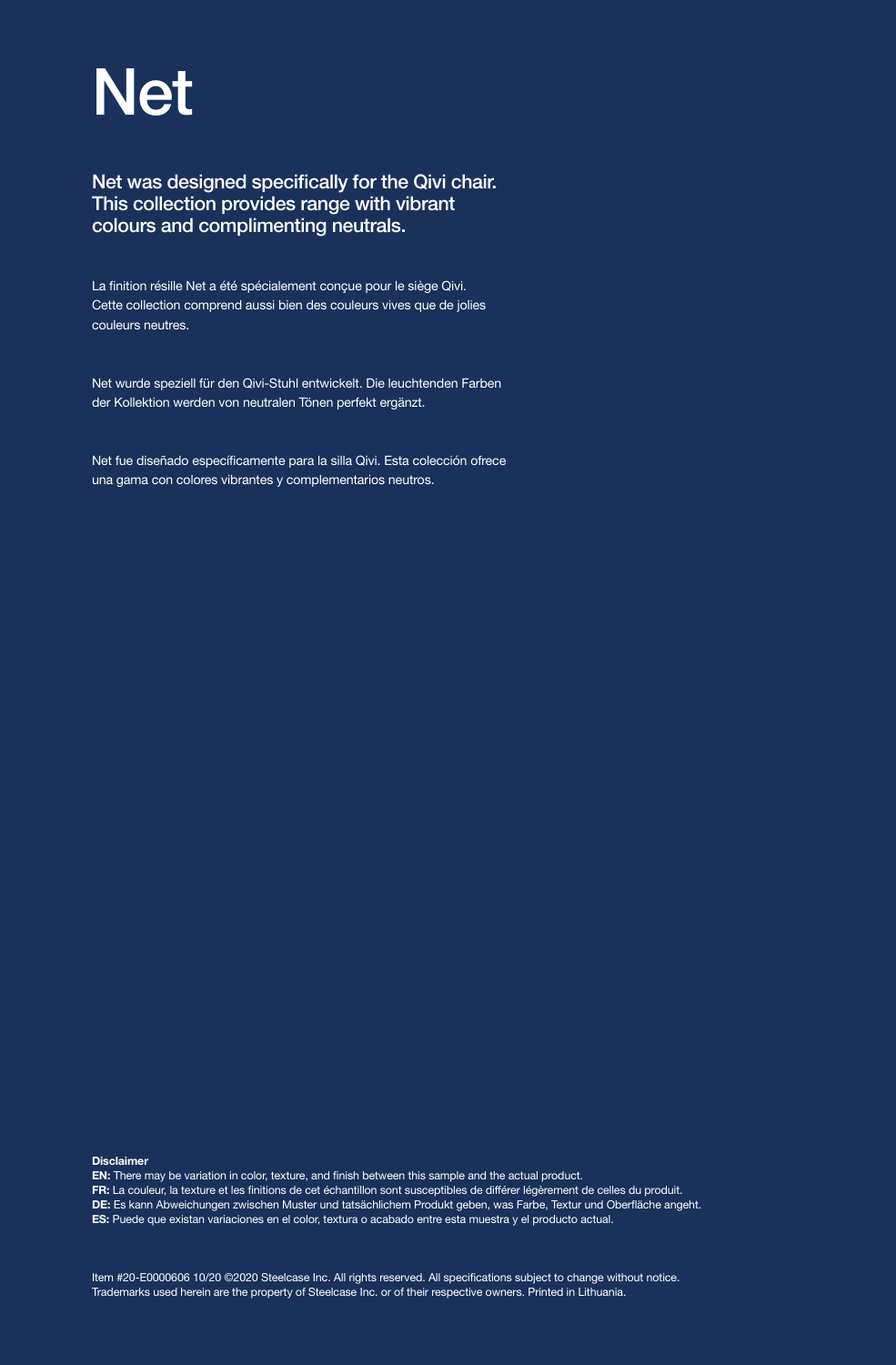# Net

**Net was designed specifically for the Qivi chair. This collection provides range with vibrant colours and complimenting neutrals.**

La finition résille Net a été spécialement conçue pour le siège Qivi. Cette collection comprend aussi bien des couleurs vives que de jolies couleurs neutres.

Net wurde speziell für den Qivi-Stuhl entwickelt. Die leuchtenden Farben der Kollektion werden von neutralen Tönen perfekt ergänzt.

Net fue diseñado específicamente para la silla Qivi. Esta colección ofrece una gama con colores vibrantes y complementarios neutros.

**Disclaimer**
**EN:** There may be variation in color, texture, and finish between this sample and the actual product.
**FR:** La couleur, la texture et les finitions de cet échantillon sont susceptibles de différer légèrement de celles du produit.
**DE:** Es kann Abweichungen zwischen Muster und tatsächlichem Produkt geben, was Farbe, Textur und Oberfläche angeht.
**ES:** Puede que existan variaciones en el color, textura o acabado entre esta muestra y el producto actual.

Item #20-E0000606 10/20 ©2020 Steelcase Inc. All rights reserved. All specifications subject to change without notice. Trademarks used herein are the property of Steelcase Inc. or of their respective owners. Printed in Lithuania.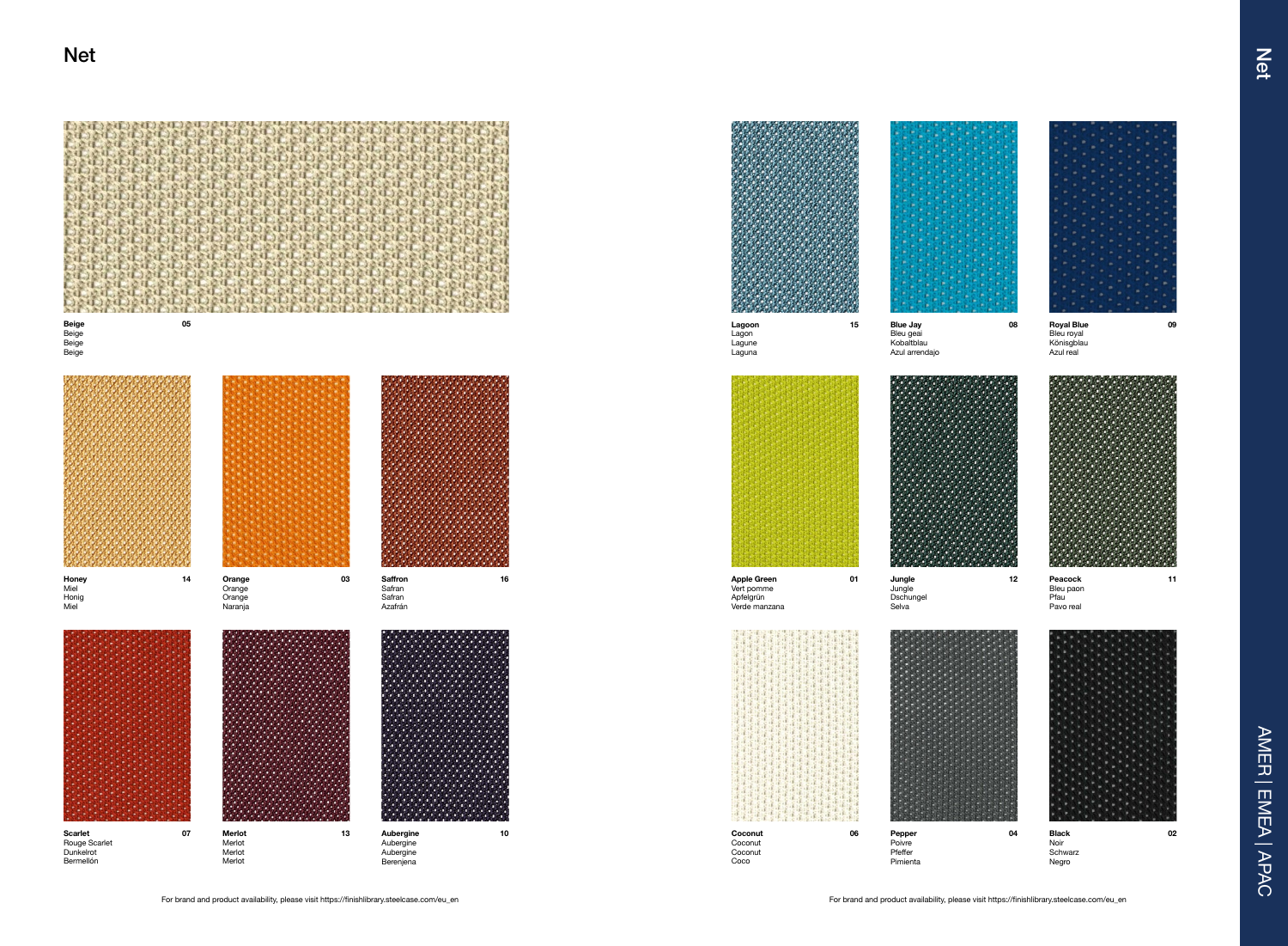# Net

**Beige** 05
Beige
Beige
Beige

**Honey** 14
Miel
Honig
Miel

**Orange** 03
Orange
Orange
Naranja

**Saffron** 16
Safran
Safran
Azafrán

**Scarlet** 07
Rouge Scarlet
Dunkelrot
Bermellón

**Merlot** 13
Merlot
Merlot
Merlot

**Aubergine** 10
Aubergine
Aubergine
Berenjena

For brand and product availability, please visit https://finishlibrary.steelcase.com/eu_en

**Lagoon** 15
Lagon
Lagune
Laguna

**Blue Jay** 08
Bleu geai
Kobaltblau
Azul arrendajo

**Royal Blue** 09
Bleu royal
Königsblau
Azul real

**Apple Green** 01
Vert pomme
Apfelgrün
Verde manzana

**Jungle** 12
Jungle
Dschungel
Selva

**Peacock** 11
Bleu paon
Pfau
Pavo real

**Coconut** 06
Coconut
Coconut
Coco

**Pepper** 04
Poivre
Pfeffer
Pimienta

**Black** 02
Noir
Schwarz
Negro

For brand and product availability, please visit https://finishlibrary.steelcase.com/eu_en

AMER | EMEA | APAC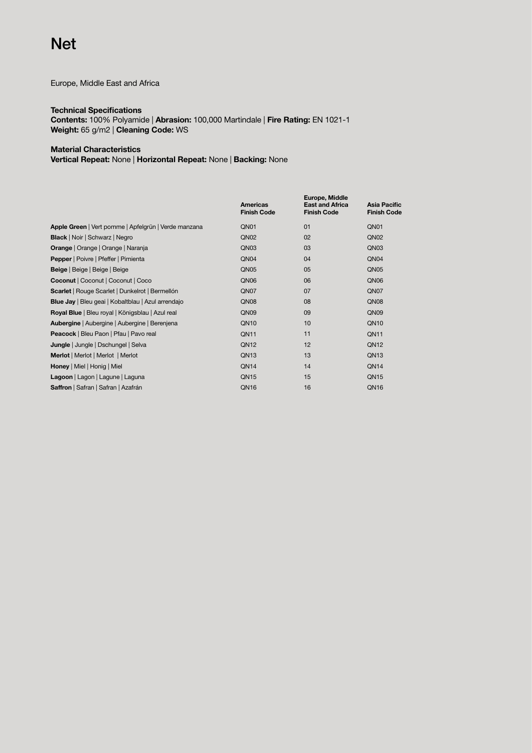# Net

Europe, Middle East and Africa

**Technical Specifications**
**Contents:** 100% Polyamide | **Abrasion:** 100,000 Martindale | **Fire Rating:** EN 1021-1
**Weight:** 65 g/m2 | **Cleaning Code:** WS

**Material Characteristics**
**Vertical Repeat:** None | **Horizontal Repeat:** None | **Backing:** None

| | **Americas Finish Code** | **Europe, Middle East and Africa Finish Code** | **Asia Pacific Finish Code** |
|---|---|---|---|
| **Apple Green** \| Vert pomme \| Apfelgrün \| Verde manzana | QN01 | 01 | QN01 |
| **Black** \| Noir \| Schwarz \| Negro | QN02 | 02 | QN02 |
| **Orange** \| Orange \| Orange \| Naranja | QN03 | 03 | QN03 |
| **Pepper** \| Poivre \| Pfeffer \| Pimienta | QN04 | 04 | QN04 |
| **Beige** \| Beige \| Beige \| Beige | QN05 | 05 | QN05 |
| **Coconut** \| Coconut \| Coconut \| Coco | QN06 | 06 | QN06 |
| **Scarlet** \| Rouge Scarlet \| Dunkelrot \| Bermellón | QN07 | 07 | QN07 |
| **Blue Jay** \| Bleu geai \| Kobaltblau \| Azul arrendajo | QN08 | 08 | QN08 |
| **Royal Blue** \| Bleu royal \| Königsblau \| Azul real | QN09 | 09 | QN09 |
| **Aubergine** \| Aubergine \| Aubergine \| Berenjena | QN10 | 10 | QN10 |
| **Peacock** \| Bleu Paon \| Pfau \| Pavo real | QN11 | 11 | QN11 |
| **Jungle** \| Jungle \| Dschungel \| Selva | QN12 | 12 | QN12 |
| **Merlot** \| Merlot \| Merlot \| Merlot | QN13 | 13 | QN13 |
| **Honey** \| Miel \| Honig \| Miel | QN14 | 14 | QN14 |
| **Lagoon** \| Lagon \| Lagune \| Laguna | QN15 | 15 | QN15 |
| **Saffron** \| Safran \| Safran \| Azafrán | QN16 | 16 | QN16 |